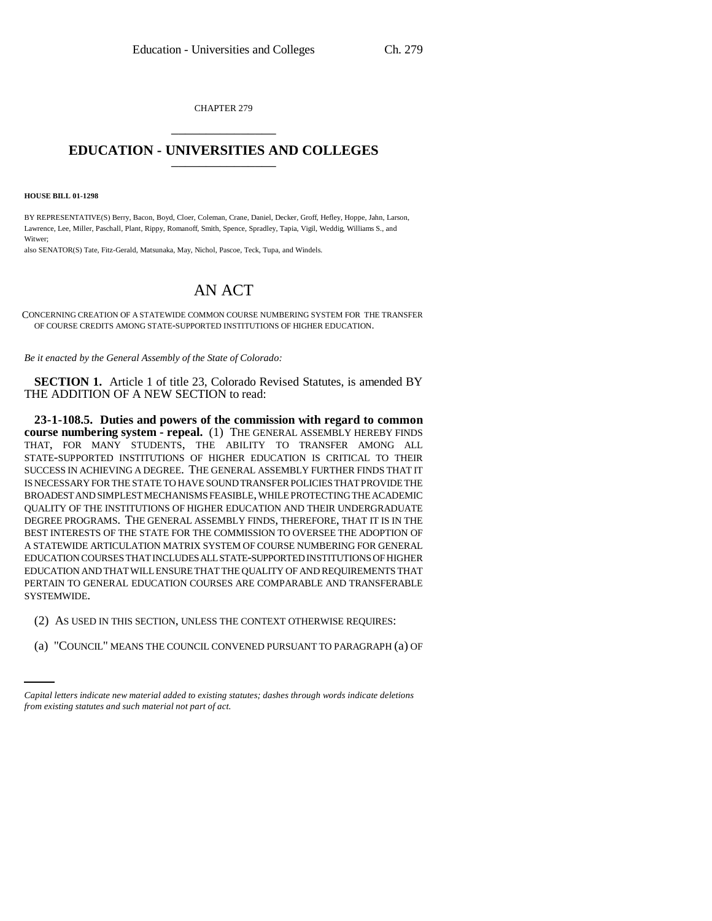CHAPTER 279

# EDUCATION - UNIVERSITIES AND COLLEGES

**HOUSE BILL 01-1298**

BY REPRESENTATIVE(S) Berry, Bacon, Boyd, Cloer, Coleman, Crane, Daniel, Decker, Groff, Hefley, Hoppe, Jahn, Larson, Lawrence, Lee, Miller, Paschall, Plant, Rippy, Romanoff, Smith, Spence, Spradley, Tapia, Vigil, Weddig, Williams S., and Witwer;
also SENATOR(S) Tate, Fitz-Gerald, Matsunaka, May, Nichol, Pascoe, Teck, Tupa, and Windels.

# AN ACT

CONCERNING CREATION OF A STATEWIDE COMMON COURSE NUMBERING SYSTEM FOR THE TRANSFER OF COURSE CREDITS AMONG STATE-SUPPORTED INSTITUTIONS OF HIGHER EDUCATION.

*Be it enacted by the General Assembly of the State of Colorado:*

**SECTION 1.** Article 1 of title 23, Colorado Revised Statutes, is amended BY THE ADDITION OF A NEW SECTION to read:

**23-1-108.5. Duties and powers of the commission with regard to common course numbering system - repeal.** (1) THE GENERAL ASSEMBLY HEREBY FINDS THAT, FOR MANY STUDENTS, THE ABILITY TO TRANSFER AMONG ALL STATE-SUPPORTED INSTITUTIONS OF HIGHER EDUCATION IS CRITICAL TO THEIR SUCCESS IN ACHIEVING A DEGREE. THE GENERAL ASSEMBLY FURTHER FINDS THAT IT IS NECESSARY FOR THE STATE TO HAVE SOUND TRANSFER POLICIES THAT PROVIDE THE BROADEST AND SIMPLEST MECHANISMS FEASIBLE, WHILE PROTECTING THE ACADEMIC QUALITY OF THE INSTITUTIONS OF HIGHER EDUCATION AND THEIR UNDERGRADUATE DEGREE PROGRAMS. THE GENERAL ASSEMBLY FINDS, THEREFORE, THAT IT IS IN THE BEST INTERESTS OF THE STATE FOR THE COMMISSION TO OVERSEE THE ADOPTION OF A STATEWIDE ARTICULATION MATRIX SYSTEM OF COURSE NUMBERING FOR GENERAL EDUCATION COURSES THAT INCLUDES ALL STATE-SUPPORTED INSTITUTIONS OF HIGHER EDUCATION AND THAT WILL ENSURE THAT THE QUALITY OF AND REQUIREMENTS THAT PERTAIN TO GENERAL EDUCATION COURSES ARE COMPARABLE AND TRANSFERABLE SYSTEMWIDE.

(2) AS USED IN THIS SECTION, UNLESS THE CONTEXT OTHERWISE REQUIRES:

(a) "COUNCIL" MEANS THE COUNCIL CONVENED PURSUANT TO PARAGRAPH (a) OF

*Capital letters indicate new material added to existing statutes; dashes through words indicate deletions from existing statutes and such material not part of act.*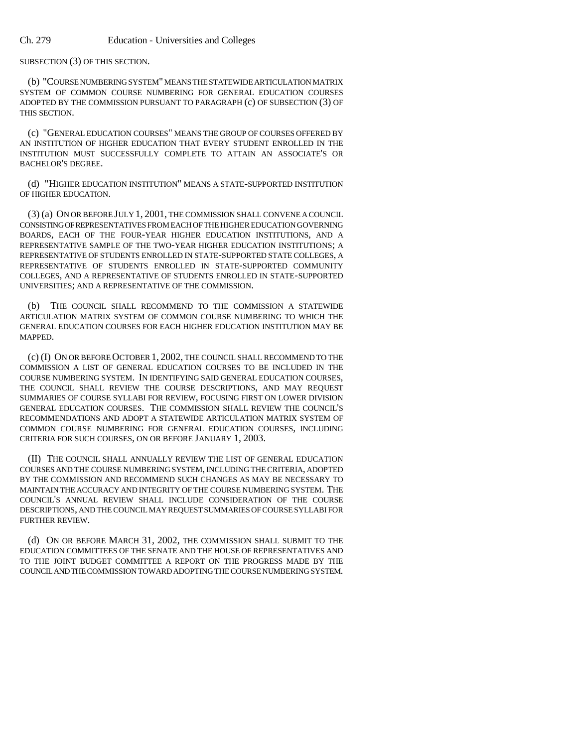SUBSECTION (3) OF THIS SECTION.

(b) "COURSE NUMBERING SYSTEM" MEANS THE STATEWIDE ARTICULATION MATRIX SYSTEM OF COMMON COURSE NUMBERING FOR GENERAL EDUCATION COURSES ADOPTED BY THE COMMISSION PURSUANT TO PARAGRAPH (c) OF SUBSECTION (3) OF THIS SECTION.

(c) "GENERAL EDUCATION COURSES" MEANS THE GROUP OF COURSES OFFERED BY AN INSTITUTION OF HIGHER EDUCATION THAT EVERY STUDENT ENROLLED IN THE INSTITUTION MUST SUCCESSFULLY COMPLETE TO ATTAIN AN ASSOCIATE'S OR BACHELOR'S DEGREE.

(d) "HIGHER EDUCATION INSTITUTION" MEANS A STATE-SUPPORTED INSTITUTION OF HIGHER EDUCATION.

(3) (a) ON OR BEFORE JULY 1, 2001, THE COMMISSION SHALL CONVENE A COUNCIL CONSISTING OF REPRESENTATIVES FROM EACH OF THE HIGHER EDUCATION GOVERNING BOARDS, EACH OF THE FOUR-YEAR HIGHER EDUCATION INSTITUTIONS, AND A REPRESENTATIVE SAMPLE OF THE TWO-YEAR HIGHER EDUCATION INSTITUTIONS; A REPRESENTATIVE OF STUDENTS ENROLLED IN STATE-SUPPORTED STATE COLLEGES, A REPRESENTATIVE OF STUDENTS ENROLLED IN STATE-SUPPORTED COMMUNITY COLLEGES, AND A REPRESENTATIVE OF STUDENTS ENROLLED IN STATE-SUPPORTED UNIVERSITIES; AND A REPRESENTATIVE OF THE COMMISSION.

(b) THE COUNCIL SHALL RECOMMEND TO THE COMMISSION A STATEWIDE ARTICULATION MATRIX SYSTEM OF COMMON COURSE NUMBERING TO WHICH THE GENERAL EDUCATION COURSES FOR EACH HIGHER EDUCATION INSTITUTION MAY BE MAPPED.

(c) (I) ON OR BEFORE OCTOBER 1, 2002, THE COUNCIL SHALL RECOMMEND TO THE COMMISSION A LIST OF GENERAL EDUCATION COURSES TO BE INCLUDED IN THE COURSE NUMBERING SYSTEM. IN IDENTIFYING SAID GENERAL EDUCATION COURSES, THE COUNCIL SHALL REVIEW THE COURSE DESCRIPTIONS, AND MAY REQUEST SUMMARIES OF COURSE SYLLABI FOR REVIEW, FOCUSING FIRST ON LOWER DIVISION GENERAL EDUCATION COURSES. THE COMMISSION SHALL REVIEW THE COUNCIL'S RECOMMENDATIONS AND ADOPT A STATEWIDE ARTICULATION MATRIX SYSTEM OF COMMON COURSE NUMBERING FOR GENERAL EDUCATION COURSES, INCLUDING CRITERIA FOR SUCH COURSES, ON OR BEFORE JANUARY 1, 2003.

(II) THE COUNCIL SHALL ANNUALLY REVIEW THE LIST OF GENERAL EDUCATION COURSES AND THE COURSE NUMBERING SYSTEM, INCLUDING THE CRITERIA, ADOPTED BY THE COMMISSION AND RECOMMEND SUCH CHANGES AS MAY BE NECESSARY TO MAINTAIN THE ACCURACY AND INTEGRITY OF THE COURSE NUMBERING SYSTEM. THE COUNCIL'S ANNUAL REVIEW SHALL INCLUDE CONSIDERATION OF THE COURSE DESCRIPTIONS, AND THE COUNCIL MAY REQUEST SUMMARIES OF COURSE SYLLABI FOR FURTHER REVIEW.

(d) ON OR BEFORE MARCH 31, 2002, THE COMMISSION SHALL SUBMIT TO THE EDUCATION COMMITTEES OF THE SENATE AND THE HOUSE OF REPRESENTATIVES AND TO THE JOINT BUDGET COMMITTEE A REPORT ON THE PROGRESS MADE BY THE COUNCIL AND THE COMMISSION TOWARD ADOPTING THE COURSE NUMBERING SYSTEM.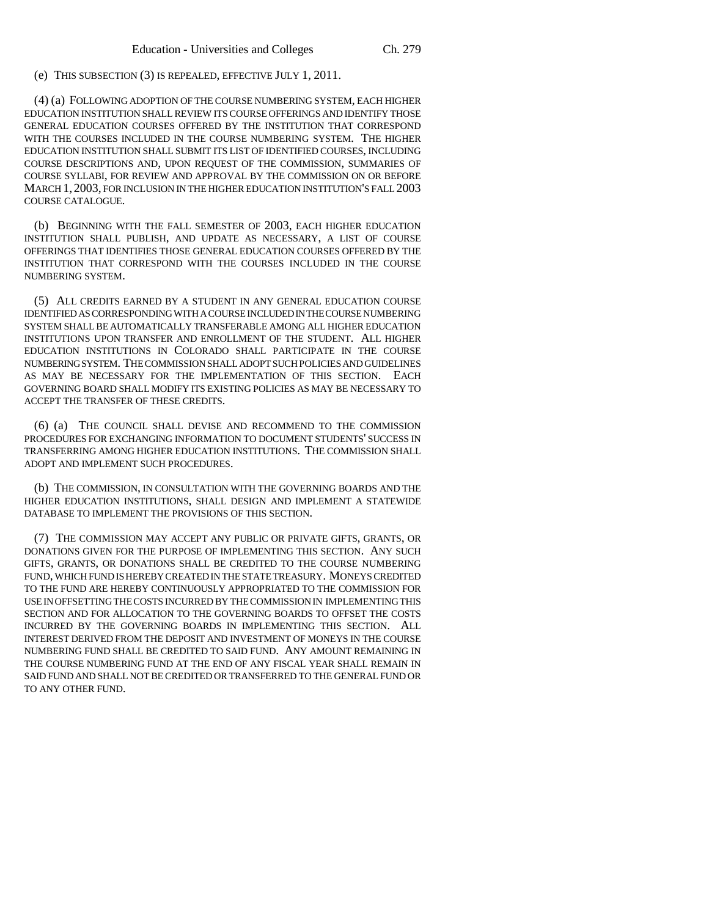(e) THIS SUBSECTION (3) IS REPEALED, EFFECTIVE JULY 1, 2011.

(4) (a) FOLLOWING ADOPTION OF THE COURSE NUMBERING SYSTEM, EACH HIGHER EDUCATION INSTITUTION SHALL REVIEW ITS COURSE OFFERINGS AND IDENTIFY THOSE GENERAL EDUCATION COURSES OFFERED BY THE INSTITUTION THAT CORRESPOND WITH THE COURSES INCLUDED IN THE COURSE NUMBERING SYSTEM. THE HIGHER EDUCATION INSTITUTION SHALL SUBMIT ITS LIST OF IDENTIFIED COURSES, INCLUDING COURSE DESCRIPTIONS AND, UPON REQUEST OF THE COMMISSION, SUMMARIES OF COURSE SYLLABI, FOR REVIEW AND APPROVAL BY THE COMMISSION ON OR BEFORE MARCH 1, 2003, FOR INCLUSION IN THE HIGHER EDUCATION INSTITUTION'S FALL 2003 COURSE CATALOGUE.

(b) BEGINNING WITH THE FALL SEMESTER OF 2003, EACH HIGHER EDUCATION INSTITUTION SHALL PUBLISH, AND UPDATE AS NECESSARY, A LIST OF COURSE OFFERINGS THAT IDENTIFIES THOSE GENERAL EDUCATION COURSES OFFERED BY THE INSTITUTION THAT CORRESPOND WITH THE COURSES INCLUDED IN THE COURSE NUMBERING SYSTEM.

(5) ALL CREDITS EARNED BY A STUDENT IN ANY GENERAL EDUCATION COURSE IDENTIFIED AS CORRESPONDING WITH A COURSE INCLUDED IN THE COURSE NUMBERING SYSTEM SHALL BE AUTOMATICALLY TRANSFERABLE AMONG ALL HIGHER EDUCATION INSTITUTIONS UPON TRANSFER AND ENROLLMENT OF THE STUDENT. ALL HIGHER EDUCATION INSTITUTIONS IN COLORADO SHALL PARTICIPATE IN THE COURSE NUMBERING SYSTEM. THE COMMISSION SHALL ADOPT SUCH POLICIES AND GUIDELINES AS MAY BE NECESSARY FOR THE IMPLEMENTATION OF THIS SECTION. EACH GOVERNING BOARD SHALL MODIFY ITS EXISTING POLICIES AS MAY BE NECESSARY TO ACCEPT THE TRANSFER OF THESE CREDITS.

(6) (a) THE COUNCIL SHALL DEVISE AND RECOMMEND TO THE COMMISSION PROCEDURES FOR EXCHANGING INFORMATION TO DOCUMENT STUDENTS' SUCCESS IN TRANSFERRING AMONG HIGHER EDUCATION INSTITUTIONS. THE COMMISSION SHALL ADOPT AND IMPLEMENT SUCH PROCEDURES.

(b) THE COMMISSION, IN CONSULTATION WITH THE GOVERNING BOARDS AND THE HIGHER EDUCATION INSTITUTIONS, SHALL DESIGN AND IMPLEMENT A STATEWIDE DATABASE TO IMPLEMENT THE PROVISIONS OF THIS SECTION.

(7) THE COMMISSION MAY ACCEPT ANY PUBLIC OR PRIVATE GIFTS, GRANTS, OR DONATIONS GIVEN FOR THE PURPOSE OF IMPLEMENTING THIS SECTION. ANY SUCH GIFTS, GRANTS, OR DONATIONS SHALL BE CREDITED TO THE COURSE NUMBERING FUND, WHICH FUND IS HEREBY CREATED IN THE STATE TREASURY. MONEYS CREDITED TO THE FUND ARE HEREBY CONTINUOUSLY APPROPRIATED TO THE COMMISSION FOR USE IN OFFSETTING THE COSTS INCURRED BY THE COMMISSION IN IMPLEMENTING THIS SECTION AND FOR ALLOCATION TO THE GOVERNING BOARDS TO OFFSET THE COSTS INCURRED BY THE GOVERNING BOARDS IN IMPLEMENTING THIS SECTION. ALL INTEREST DERIVED FROM THE DEPOSIT AND INVESTMENT OF MONEYS IN THE COURSE NUMBERING FUND SHALL BE CREDITED TO SAID FUND. ANY AMOUNT REMAINING IN THE COURSE NUMBERING FUND AT THE END OF ANY FISCAL YEAR SHALL REMAIN IN SAID FUND AND SHALL NOT BE CREDITED OR TRANSFERRED TO THE GENERAL FUND OR TO ANY OTHER FUND.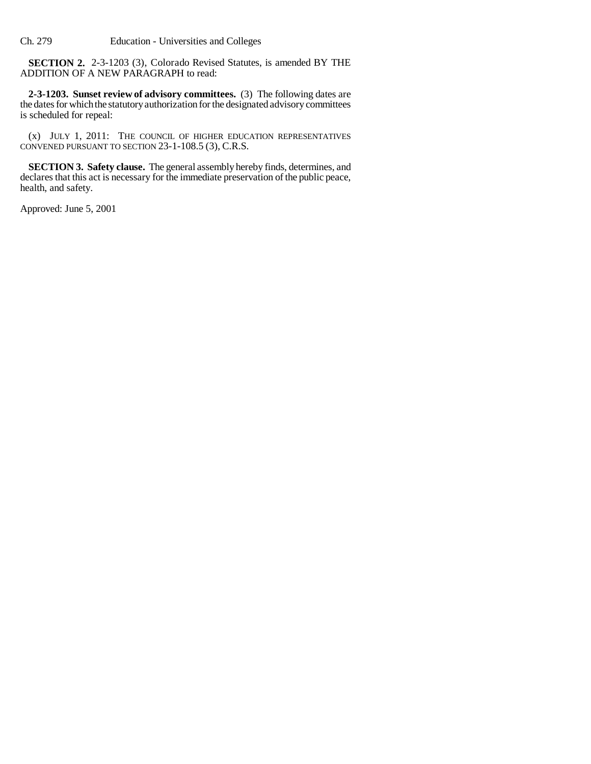**SECTION 2.** 2-3-1203 (3), Colorado Revised Statutes, is amended BY THE ADDITION OF A NEW PARAGRAPH to read:

**2-3-1203. Sunset review of advisory committees.** (3) The following dates are the dates for which the statutory authorization for the designated advisory committees is scheduled for repeal:

(x) JULY 1, 2011: THE COUNCIL OF HIGHER EDUCATION REPRESENTATIVES CONVENED PURSUANT TO SECTION 23-1-108.5 (3), C.R.S.

**SECTION 3. Safety clause.** The general assembly hereby finds, determines, and declares that this act is necessary for the immediate preservation of the public peace, health, and safety.

Approved: June 5, 2001